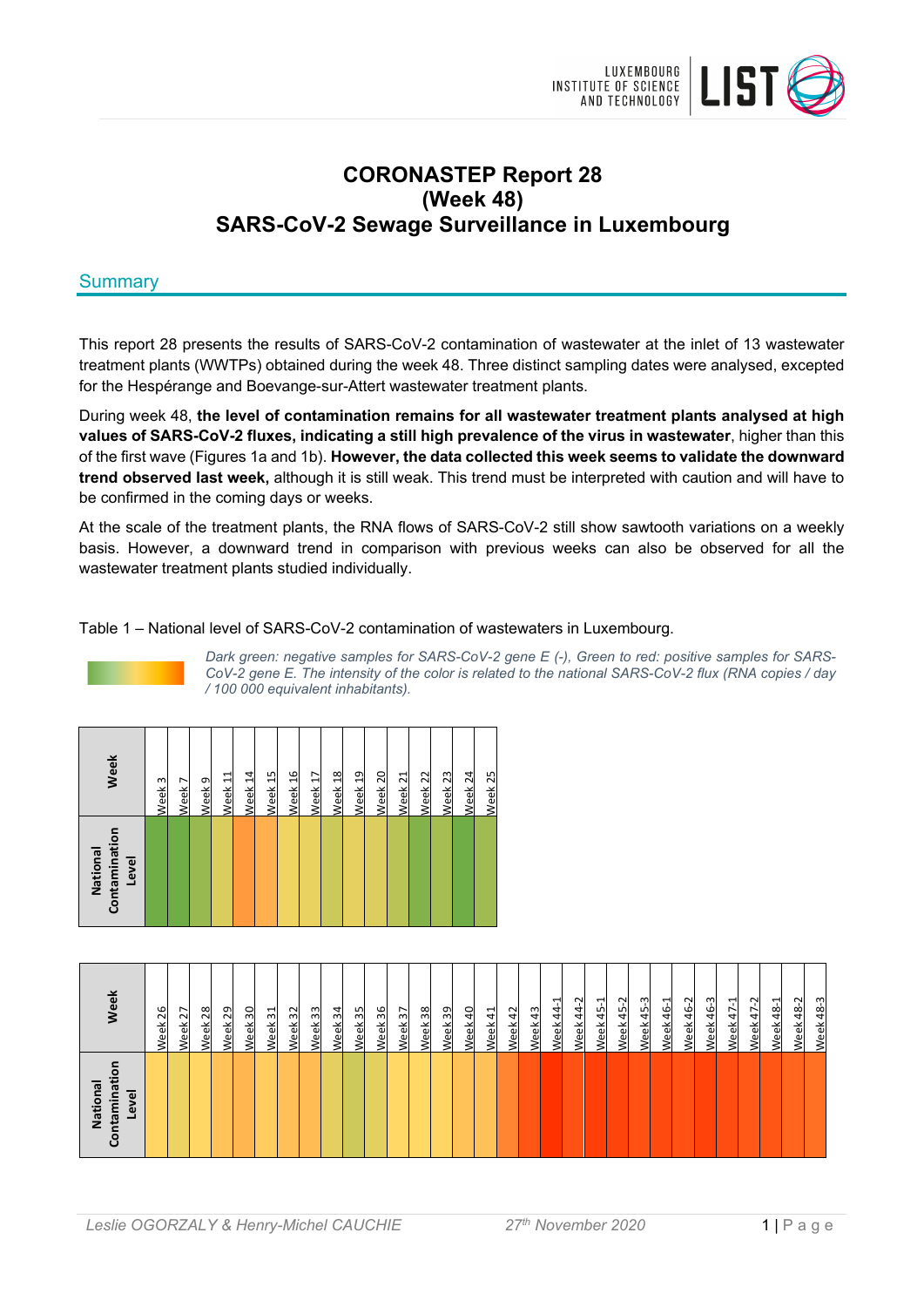# CORONASTEP Report 28 (Week 48) SARS-CoV-2 Sewage Surveillance in Luxembourg

## Summary

This report 28 presents the results of SARS-CoV-2 contamination of wastewater at the inlet of 13 wastewater treatment plants (WWTPs) obtained during the week 48. Three distinct sampling dates were analysed, excepted for the Hespérange and Boevange-sur-Attert wastewater treatment plants.

During week 48, **the level of contamination remains for all wastewater treatment plants analysed at high values of SARS-CoV-2 fluxes, indicating a still high prevalence of the virus in wastewater**, higher than this of the first wave (Figures 1a and 1b). **However, the data collected this week seems to validate the downward trend observed last week,** although it is still weak. This trend must be interpreted with caution and will have to be confirmed in the coming days or weeks.

At the scale of the treatment plants, the RNA flows of SARS-CoV-2 still show sawtooth variations on a weekly basis. However, a downward trend in comparison with previous weeks can also be observed for all the wastewater treatment plants studied individually.

Table 1 – National level of SARS-CoV-2 contamination of wastewaters in Luxembourg.

*Dark green: negative samples for SARS-CoV-2 gene E (-), Green to red: positive samples for SARS-CoV-2 gene E. The intensity of the color is related to the national SARS-CoV-2 flux (RNA copies / day / 100 000 equivalent inhabitants).*

| Week | Week 3 | Week 7 | Week 9 | Week 11 | Week 14 | Week 15 | Week 16 | Week 17 | Week 18 | Week 19 | Week 20 | Week 21 | Week 22 | Week 23 | Week 24 | Week 25 |
|---|---|---|---|---|---|---|---|---|---|---|---|---|---|---|---|---|
| National Contamination Level | | | | | | | | | | | | | | | | |

| Week | Week 26 | Week 27 | Week 28 | Week 29 | Week 30 | Week 31 | Week 32 | Week 33 | Week 34 | Week 35 | Week 36 | Week 37 | Week 38 | Week 39 | Week 40 | Week 41 | Week 42 | Week 43 | Week 44-1 | Week 44-2 | Week 45-1 | Week 45-2 | Week 45-3 | Week 46-1 | Week 46-2 | Week 46-3 | Week 47-1 | Week 47-2 | Week 48-1 | Week 48-2 | Week 48-3 |
|---|---|---|---|---|---|---|---|---|---|---|---|---|---|---|---|---|---|---|---|---|---|---|---|---|---|---|---|---|---|---|---|
| National Contamination Level | | | | | | | | | | | | | | | | | | | | | | | | | | | | | | | |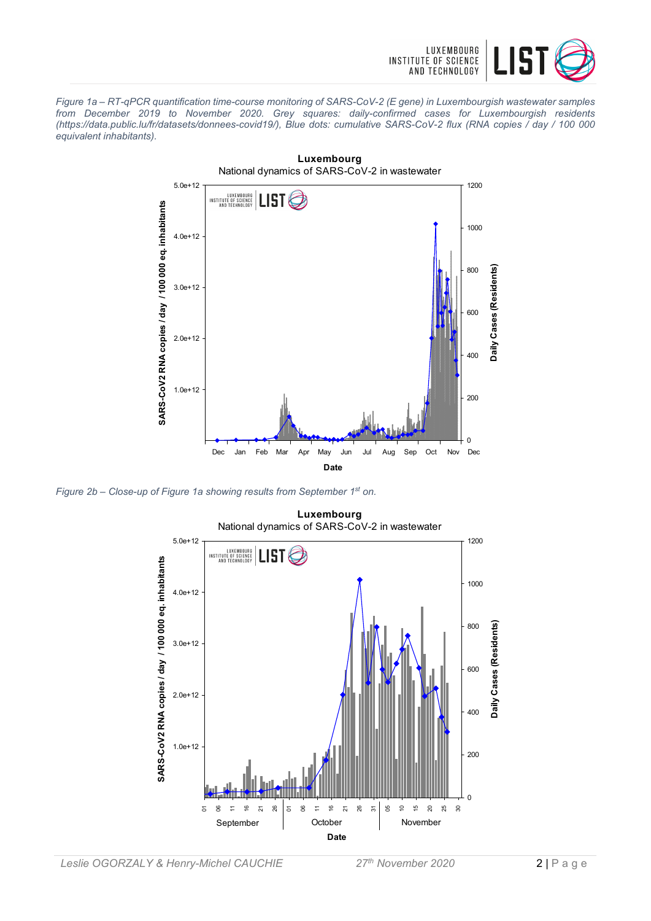*Figure 1a – RT-qPCR quantification time-course monitoring of SARS-CoV-2 (E gene) in Luxembourgish wastewater samples from December 2019 to November 2020. Grey squares: daily-confirmed cases for Luxembourgish residents (https://data.public.lu/fr/datasets/donnees-covid19/), Blue dots: cumulative SARS-CoV-2 flux (RNA copies / day / 100 000 equivalent inhabitants).*

*Figure 2b – Close-up of Figure 1a showing results from September 1st on.*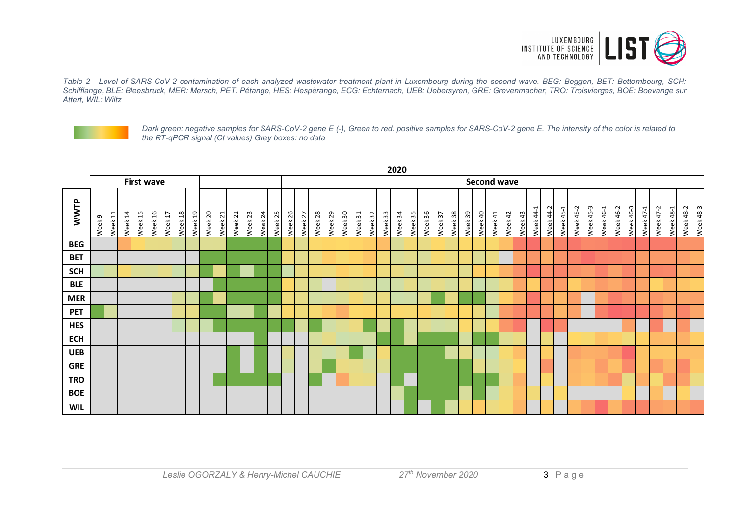*Table 2 - Level of SARS-CoV-2 contamination of each analyzed wastewater treatment plant in Luxembourg during the second wave. BEG: Beggen, BET: Bettembourg, SCH: Schifflange, BLE: Bleesbruck, MER: Mersch, PET: Pétange, HES: Hespèrange, ECG: Echternach, UEB: Uebersyren, GRE: Grevenmacher, TRO: Troisvierges, BOE: Boevange sur Attert, WIL: Wiltz*

*Dark green: negative samples for SARS-CoV-2 gene E (-), Green to red: positive samples for SARS-CoV-2 gene E. The intensity of the color is related to the RT-qPCR signal (Ct values) Grey boxes: no data*

| | 2020 | | | | | | | | | | | | | | | | | | | | | | | | | | | | | | | | | | | | | | | | | | | | | |
|---|---|---|---|---|---|---|---|---|---|---|---|---|---|---|---|---|---|---|---|---|---|---|---|---|---|---|---|---|---|---|---|---|---|---|---|---|---|---|---|---|---|---|---|---|---|---|
| | First wave | | | | | | | | | | | | | | | | | | | | | | | | | | | | | | | | | Second wave | | | | | | | | | | | | |
| WWTP | Week 9 | Week 11 | Week 14 | Week 15 | Week 16 | Week 17 | Week 18 | Week 19 | Week 20 | Week 21 | Week 22 | Week 23 | Week 24 | Week 25 | Week 26 | Week 27 | Week 28 | Week 29 | Week 30 | Week 31 | Week 32 | Week 33 | Week 34 | Week 35 | Week 36 | Week 37 | Week 38 | Week 39 | Week 40 | Week 41 | Week 42 | Week 43 | Week 44-1 | Week 44-2 | Week 45-1 | Week 45-2 | Week 45-3 | Week 46-1 | Week 46-2 | Week 46-3 | Week 47-1 | Week 47-2 | Week 48-1 | Week 48-2 | Week 48-3 |
| BEG | | | | | | | | | | | | | | | | | | | | | | | | | | | | | | | | | | | | | | | | | | | | | |
| BET | | | | | | | | | | | | | | | | | | | | | | | | | | | | | | | | | | | | | | | | | | | | | |
| SCH | | | | | | | | | | | | | | | | | | | | | | | | | | | | | | | | | | | | | | | | | | | | | |
| BLE | | | | | | | | | | | | | | | | | | | | | | | | | | | | | | | | | | | | | | | | | | | | | |
| MER | | | | | | | | | | | | | | | | | | | | | | | | | | | | | | | | | | | | | | | | | | | | | |
| PET | | | | | | | | | | | | | | | | | | | | | | | | | | | | | | | | | | | | | | | | | | | | | |
| HES | | | | | | | | | | | | | | | | | | | | | | | | | | | | | | | | | | | | | | | | | | | | | |
| ECH | | | | | | | | | | | | | | | | | | | | | | | | | | | | | | | | | | | | | | | | | | | | | |
| UEB | | | | | | | | | | | | | | | | | | | | | | | | | | | | | | | | | | | | | | | | | | | | | |
| GRE | | | | | | | | | | | | | | | | | | | | | | | | | | | | | | | | | | | | | | | | | | | | | |
| TRO | | | | | | | | | | | | | | | | | | | | | | | | | | | | | | | | | | | | | | | | | | | | | |
| BOE | | | | | | | | | | | | | | | | | | | | | | | | | | | | | | | | | | | | | | | | | | | | | |
| WIL | | | | | | | | | | | | | | | | | | | | | | | | | | | | | | | | | | | | | | | | | | | | | |

Leslie OGORZALY & Henry-Michel CAUCHIE 27th November 2020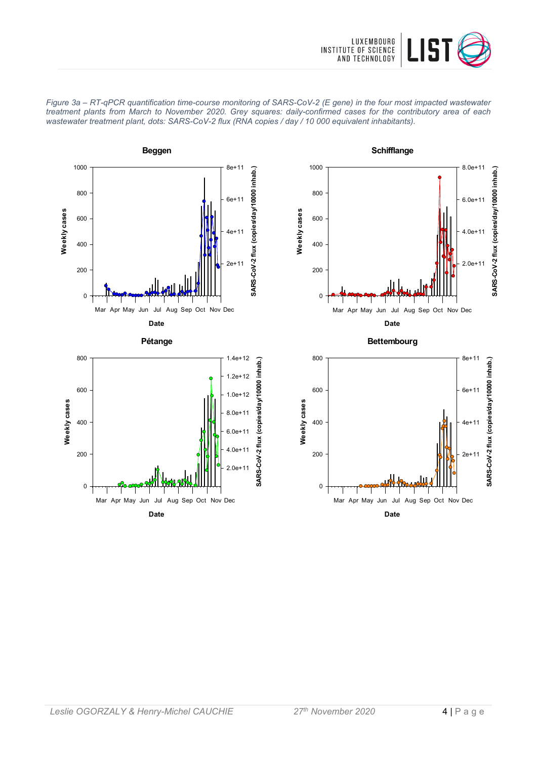*Figure 3a – RT-qPCR quantification time-course monitoring of SARS-CoV-2 (E gene) in the four most impacted wastewater treatment plants from March to November 2020. Grey squares: daily-confirmed cases for the contributory area of each wastewater treatment plant, dots: SARS-CoV-2 flux (RNA copies / day / 10 000 equivalent inhabitants).*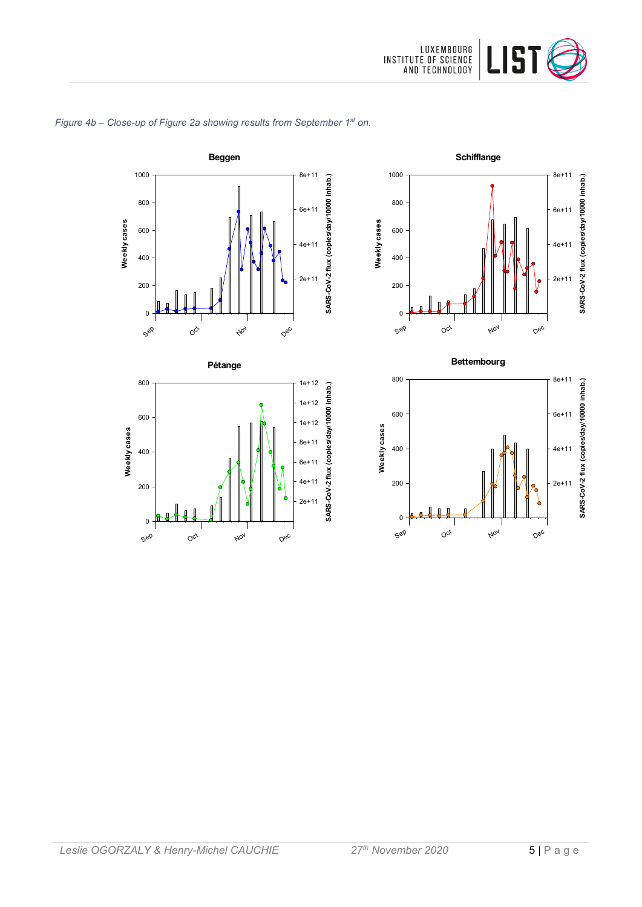*Figure 4b – Close-up of Figure 2a showing results from September 1st on.*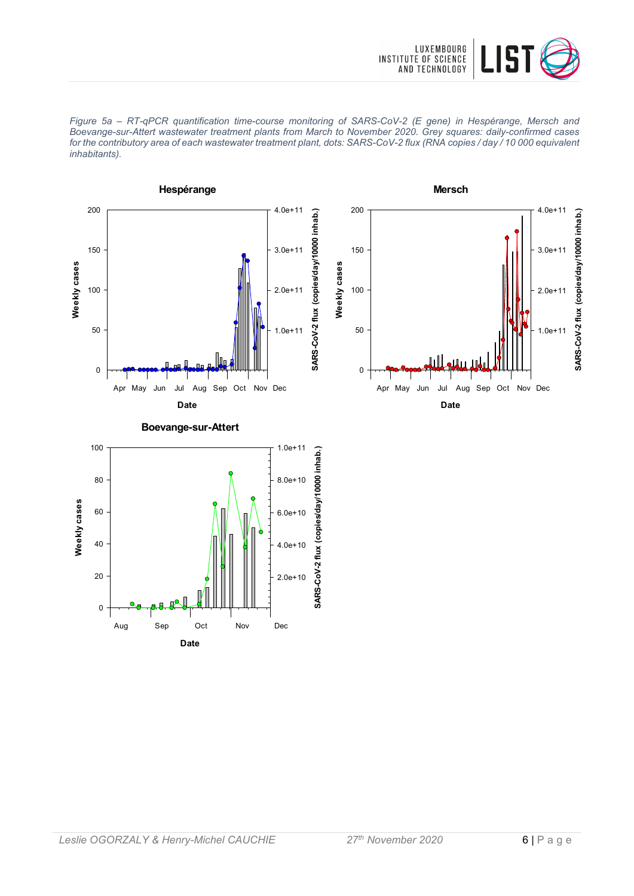*Figure 5a – RT-qPCR quantification time-course monitoring of SARS-CoV-2 (E gene) in Hespérange, Mersch and Boevange-sur-Attert wastewater treatment plants from March to November 2020. Grey squares: daily-confirmed cases for the contributory area of each wastewater treatment plant, dots: SARS-CoV-2 flux (RNA copies / day / 10 000 equivalent inhabitants).*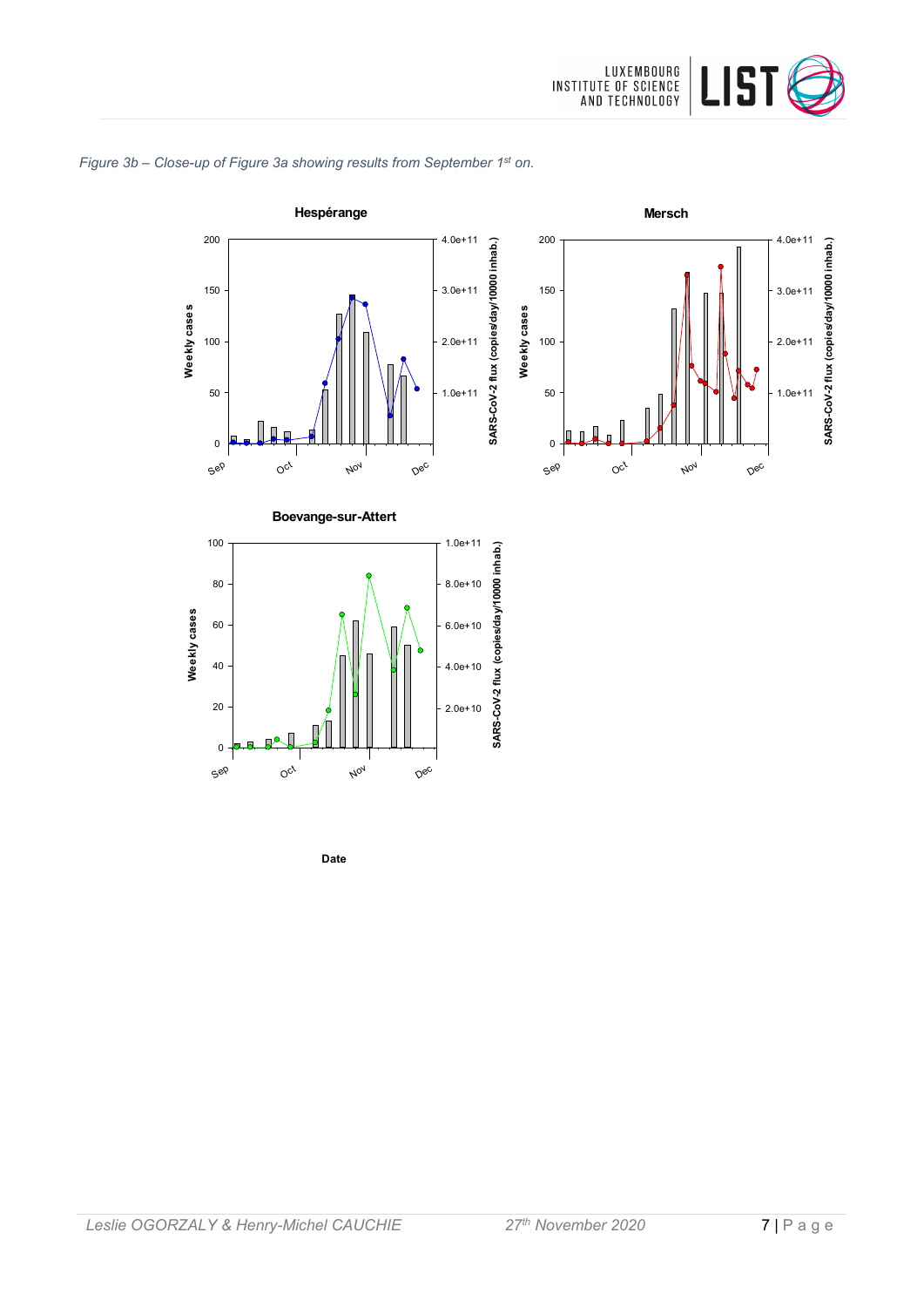*Figure 3b – Close-up of Figure 3a showing results from September 1st on.*

**Hespérange**

**Mersch**

**Boevange-sur-Attert**

Weekly cases

SARS-CoV-2 flux (copies/day/10000 inhab.)

Date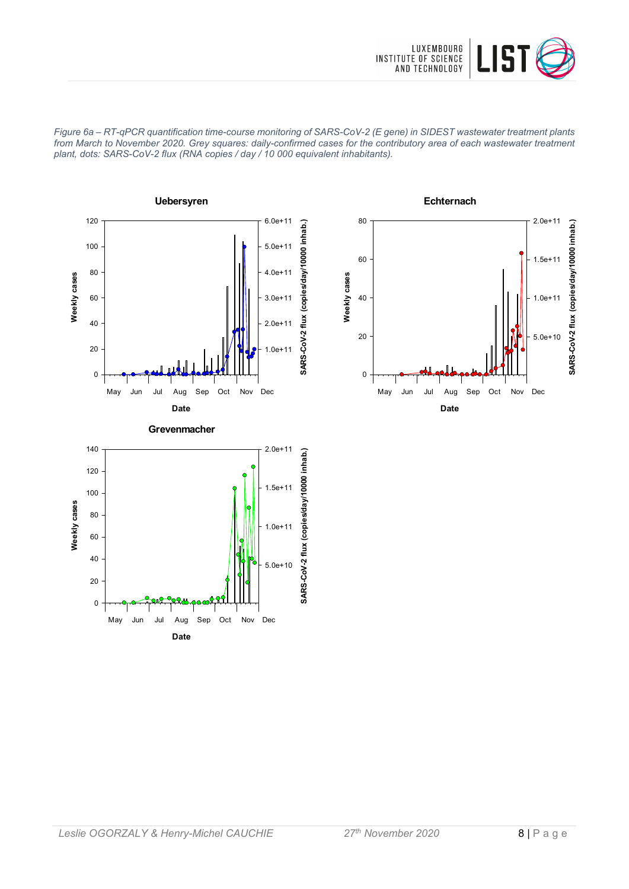*Figure 6a – RT-qPCR quantification time-course monitoring of SARS-CoV-2 (E gene) in SIDEST wastewater treatment plants from March to November 2020. Grey squares: daily-confirmed cases for the contributory area of each wastewater treatment plant, dots: SARS-CoV-2 flux (RNA copies / day / 10 000 equivalent inhabitants).*

**Uebersyren**

**Echternach**

**Grevenmacher**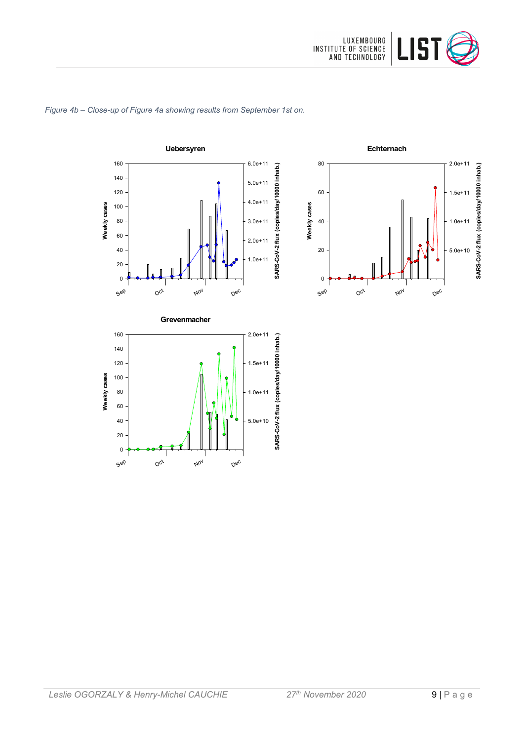*Figure 4b – Close-up of Figure 4a showing results from September 1st on.*

**Uebersyren**

**Echternach**

**Grevenmacher**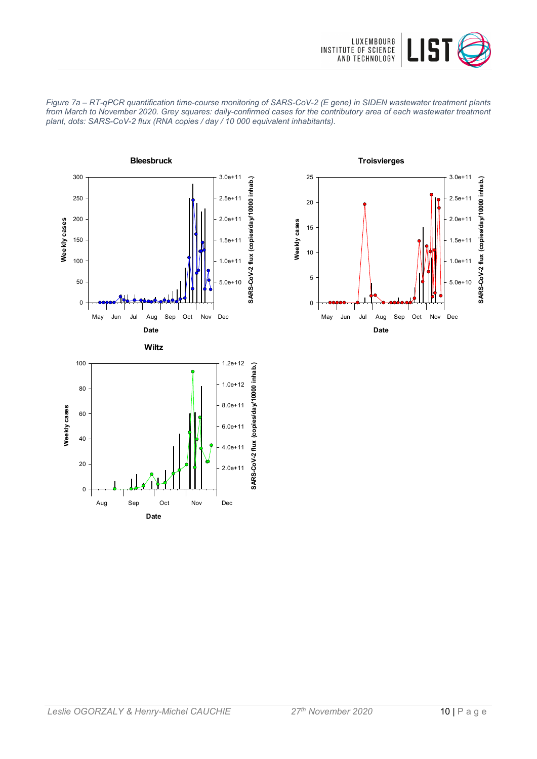*Figure 7a – RT-qPCR quantification time-course monitoring of SARS-CoV-2 (E gene) in SIDEN wastewater treatment plants from March to November 2020. Grey squares: daily-confirmed cases for the contributory area of each wastewater treatment plant, dots: SARS-CoV-2 flux (RNA copies / day / 10 000 equivalent inhabitants).*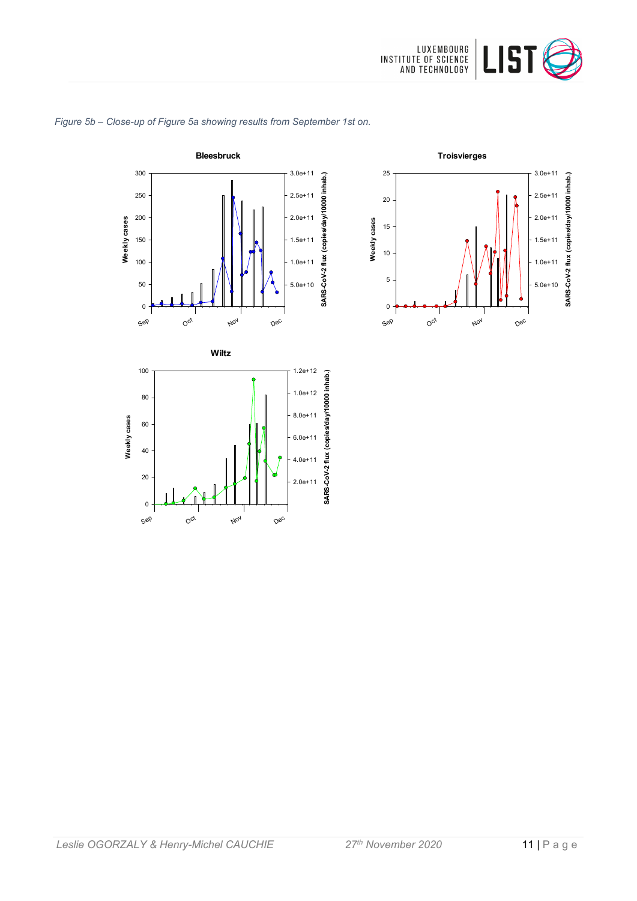*Figure 5b – Close-up of Figure 5a showing results from September 1st on.*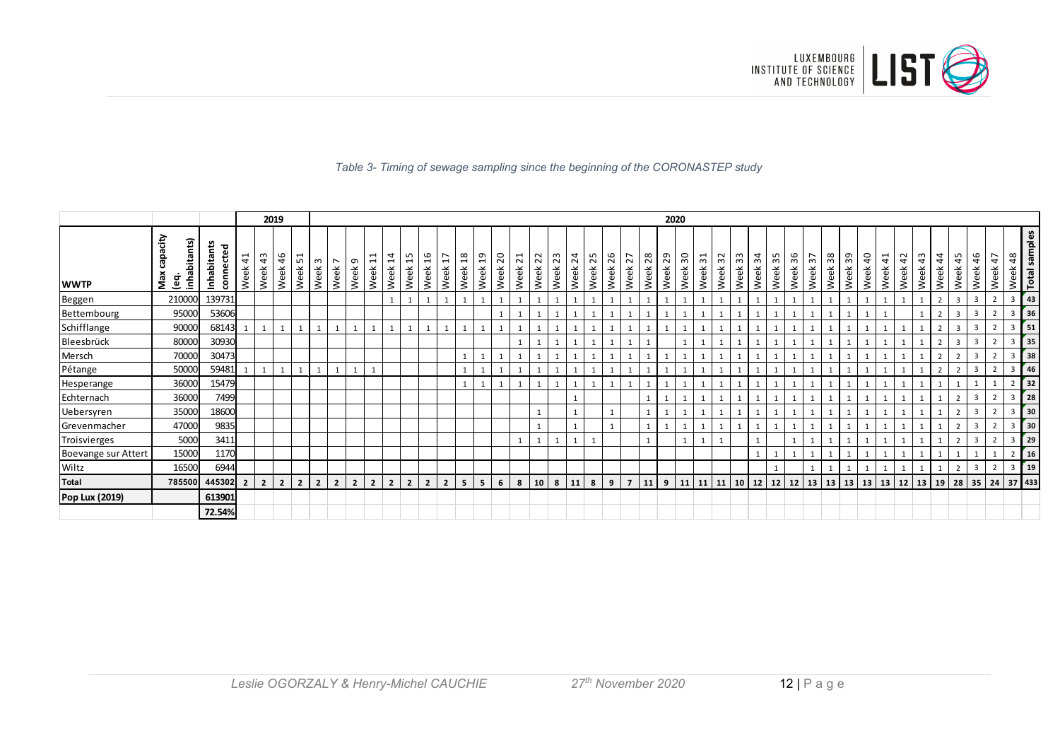*Table 3- Timing of sewage sampling since the beginning of the CORONASTEP study*

| | | | 2019 | | | | 2020 | | | | | | | | | | | | | | | | | | | | | | | | | | | | | | | | | | | | | | | | |
|---|---|---|---|---|---|---|---|---|---|---|---|---|---|---|---|---|---|---|---|---|---|---|---|---|---|---|---|---|---|---|---|---|---|---|---|---|---|---|---|---|---|---|---|---|---|---|---|
| **WWTP** | **Max capacity (eq. inhabitants)** | **Inhabitants connected** | Week 41 | Week 43 | Week 46 | Week 51 | Week 3 | Week 7 | Week 9 | Week 11 | Week 14 | Week 15 | Week 16 | Week 17 | Week 18 | Week 19 | Week 20 | Week 21 | Week 22 | Week 23 | Week 24 | Week 25 | Week 26 | Week 27 | Week 28 | Week 29 | Week 30 | Week 31 | Week 32 | Week 33 | Week 34 | Week 35 | Week 36 | Week 37 | Week 38 | Week 39 | Week 40 | Week 41 | Week 42 | Week 43 | Week 44 | Week 45 | Week 46 | Week 47 | Week 48 | **Total samples** |
| Beggen | 210000 | 139731 | | | | | | | | | 1 | 1 | 1 | 1 | 1 | 1 | 1 | 1 | 1 | 1 | 1 | 1 | 1 | 1 | 1 | 1 | 1 | 1 | 1 | 1 | 1 | 1 | 1 | 1 | 1 | 1 | 1 | 1 | 1 | 1 | 2 | 3 | 3 | 2 | 3 | **43** |
| Bettembourg | 95000 | 53606 | | | | | | | | | | | | | | | 1 | 1 | 1 | 1 | 1 | 1 | 1 | 1 | 1 | 1 | 1 | 1 | 1 | 1 | 1 | 1 | 1 | 1 | 1 | 1 | 1 | 1 | | 1 | 2 | 3 | 3 | 2 | 3 | **36** |
| Schifflange | 90000 | 68143 | 1 | 1 | 1 | 1 | 1 | 1 | 1 | 1 | 1 | 1 | 1 | 1 | 1 | 1 | 1 | 1 | 1 | 1 | 1 | 1 | 1 | 1 | 1 | 1 | 1 | 1 | 1 | 1 | 1 | 1 | 1 | 1 | 1 | 1 | 1 | 1 | 1 | 1 | 2 | 3 | 3 | 2 | 3 | **51** |
| Bleesbrück | 80000 | 30930 | | | | | | | | | | | | | | | | 1 | 1 | 1 | 1 | 1 | 1 | 1 | 1 | | 1 | 1 | 1 | 1 | 1 | 1 | 1 | 1 | 1 | 1 | 1 | 1 | 1 | 1 | 2 | 3 | 3 | 2 | 3 | **35** |
| Mersch | 70000 | 30473 | | | | | | | | | | | | | 1 | 1 | 1 | 1 | 1 | 1 | 1 | 1 | 1 | 1 | 1 | 1 | 1 | 1 | 1 | 1 | 1 | 1 | 1 | 1 | 1 | 1 | 1 | 1 | 1 | 1 | 2 | 2 | 3 | 2 | 3 | **38** |
| Pétange | 50000 | 59481 | 1 | 1 | 1 | 1 | 1 | 1 | 1 | 1 | | | | | 1 | 1 | 1 | 1 | 1 | 1 | 1 | 1 | 1 | 1 | 1 | 1 | 1 | 1 | 1 | 1 | 1 | 1 | 1 | 1 | 1 | 1 | 1 | 1 | 1 | 1 | 2 | 2 | 3 | 2 | 3 | **46** |
| Hesperange | 36000 | 15479 | | | | | | | | | | | | | 1 | 1 | 1 | 1 | 1 | 1 | 1 | 1 | 1 | 1 | 1 | 1 | 1 | 1 | 1 | 1 | 1 | 1 | 1 | 1 | 1 | 1 | 1 | 1 | 1 | 1 | 1 | 1 | 1 | 1 | 2 | **32** |
| Echternach | 36000 | 7499 | | | | | | | | | | | | | | | | | | | 1 | | | | 1 | 1 | 1 | 1 | 1 | 1 | 1 | 1 | 1 | 1 | 1 | 1 | 1 | 1 | 1 | 1 | 1 | 2 | 3 | 2 | 3 | **28** |
| Uebersyren | 35000 | 18600 | | | | | | | | | | | | | | | | | 1 | | 1 | | 1 | | 1 | 1 | 1 | 1 | 1 | 1 | 1 | 1 | 1 | 1 | 1 | 1 | 1 | 1 | 1 | 1 | 1 | 2 | 3 | 2 | 3 | **30** |
| Grevenmacher | 47000 | 9835 | | | | | | | | | | | | | | | | | 1 | | 1 | | 1 | | 1 | 1 | 1 | 1 | 1 | 1 | 1 | 1 | 1 | 1 | 1 | 1 | 1 | 1 | 1 | 1 | 1 | 2 | 3 | 2 | 3 | **30** |
| Troisvierges | 5000 | 3411 | | | | | | | | | | | | | | | | 1 | 1 | 1 | 1 | 1 | | | 1 | | 1 | 1 | 1 | | 1 | | 1 | 1 | 1 | 1 | 1 | 1 | 1 | 1 | 1 | 2 | 3 | 2 | 3 | **29** |
| Boevange sur Attert | 15000 | 1170 | | | | | | | | | | | | | | | | | | | | | | | | | | | | | 1 | 1 | 1 | 1 | 1 | 1 | 1 | 1 | 1 | 1 | 1 | 1 | 1 | 1 | 2 | **16** |
| Wiltz | 16500 | 6944 | | | | | | | | | | | | | | | | | | | | | | | | | | | | | | 1 | | 1 | 1 | 1 | 1 | 1 | 1 | 1 | 1 | 2 | 3 | 2 | 3 | **19** |
| **Total** | **785500** | **445302** | **2** | **2** | **2** | **2** | **2** | **2** | **2** | **2** | **2** | **2** | **2** | **2** | **5** | **5** | **6** | **8** | **10** | **8** | **11** | **8** | **9** | **7** | **11** | **9** | **11** | **11** | **11** | **10** | **12** | **12** | **12** | **13** | **13** | **13** | **13** | **13** | **12** | **13** | **19** | **28** | **35** | **24** | **37** | **433** |
| **Pop Lux (2019)** | | **613901** | | | | | | | | | | | | | | | | | | | | | | | | | | | | | | | | | | | | | | | | | | | | |
| | | **72.54%** | | | | | | | | | | | | | | | | | | | | | | | | | | | | | | | | | | | | | | | | | | | | |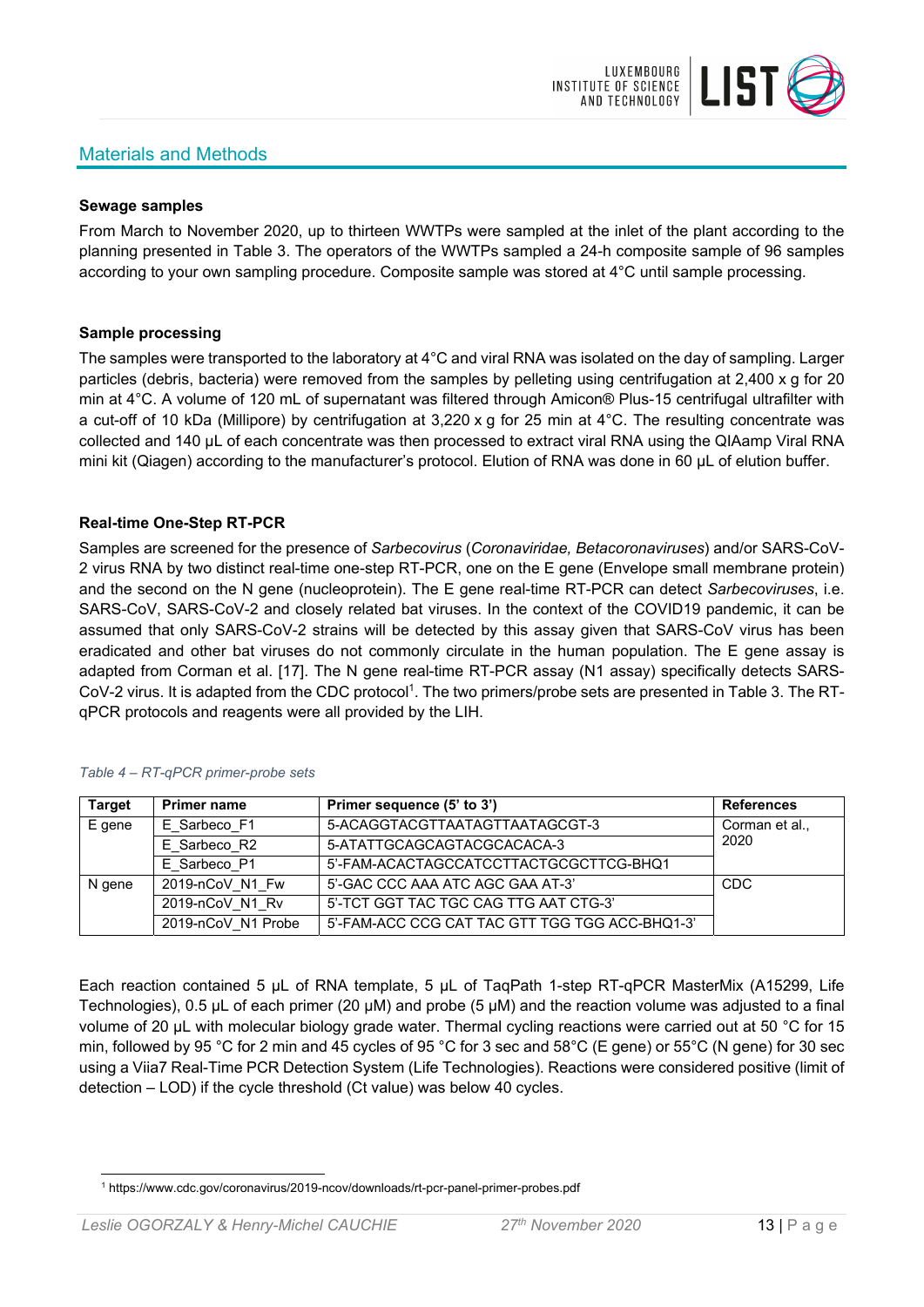## Materials and Methods

### Sewage samples

From March to November 2020, up to thirteen WWTPs were sampled at the inlet of the plant according to the planning presented in Table 3. The operators of the WWTPs sampled a 24-h composite sample of 96 samples according to your own sampling procedure. Composite sample was stored at 4°C until sample processing.

### Sample processing

The samples were transported to the laboratory at 4°C and viral RNA was isolated on the day of sampling. Larger particles (debris, bacteria) were removed from the samples by pelleting using centrifugation at 2,400 x g for 20 min at 4°C. A volume of 120 mL of supernatant was filtered through Amicon® Plus-15 centrifugal ultrafilter with a cut-off of 10 kDa (Millipore) by centrifugation at 3,220 x g for 25 min at 4°C. The resulting concentrate was collected and 140 µL of each concentrate was then processed to extract viral RNA using the QIAamp Viral RNA mini kit (Qiagen) according to the manufacturer's protocol. Elution of RNA was done in 60 µL of elution buffer.

### Real-time One-Step RT-PCR

Samples are screened for the presence of *Sarbecovirus* (*Coronaviridae, Betacoronaviruses*) and/or SARS-CoV-2 virus RNA by two distinct real-time one-step RT-PCR, one on the E gene (Envelope small membrane protein) and the second on the N gene (nucleoprotein). The E gene real-time RT-PCR can detect *Sarbecoviruses*, i.e. SARS-CoV, SARS-CoV-2 and closely related bat viruses. In the context of the COVID19 pandemic, it can be assumed that only SARS-CoV-2 strains will be detected by this assay given that SARS-CoV virus has been eradicated and other bat viruses do not commonly circulate in the human population. The E gene assay is adapted from Corman et al. [17]. The N gene real-time RT-PCR assay (N1 assay) specifically detects SARS-CoV-2 virus. It is adapted from the CDC protocol[1]. The two primers/probe sets are presented in Table 3. The RT-qPCR protocols and reagents were all provided by the LIH.

*Table 4 – RT-qPCR primer-probe sets*

| Target | Primer name | Primer sequence (5' to 3') | References |
|---|---|---|---|
| E gene | E_Sarbeco_F1 | 5-ACAGGTACGTTAATAGTTAATAGCGT-3 | Corman et al., 2020 |
| | E_Sarbeco_R2 | 5-ATATTGCAGCAGTACGCACACA-3 | |
| | E_Sarbeco_P1 | 5'-FAM-ACACTAGCCATCCTTACTGCGCTTCG-BHQ1 | |
| N gene | 2019-nCoV_N1_Fw | 5'-GAC CCC AAA ATC AGC GAA AT-3' | CDC |
| | 2019-nCoV_N1_Rv | 5'-TCT GGT TAC TGC CAG TTG AAT CTG-3' | |
| | 2019-nCoV_N1 Probe | 5'-FAM-ACC CCG CAT TAC GTT TGG TGG ACC-BHQ1-3' | |

Each reaction contained 5 µL of RNA template, 5 µL of TaqPath 1-step RT-qPCR MasterMix (A15299, Life Technologies), 0.5 µL of each primer (20 µM) and probe (5 µM) and the reaction volume was adjusted to a final volume of 20 µL with molecular biology grade water. Thermal cycling reactions were carried out at 50 °C for 15 min, followed by 95 °C for 2 min and 45 cycles of 95 °C for 3 sec and 58°C (E gene) or 55°C (N gene) for 30 sec using a Viia7 Real-Time PCR Detection System (Life Technologies). Reactions were considered positive (limit of detection – LOD) if the cycle threshold (Ct value) was below 40 cycles.

[1] https://www.cdc.gov/coronavirus/2019-ncov/downloads/rt-pcr-panel-primer-probes.pdf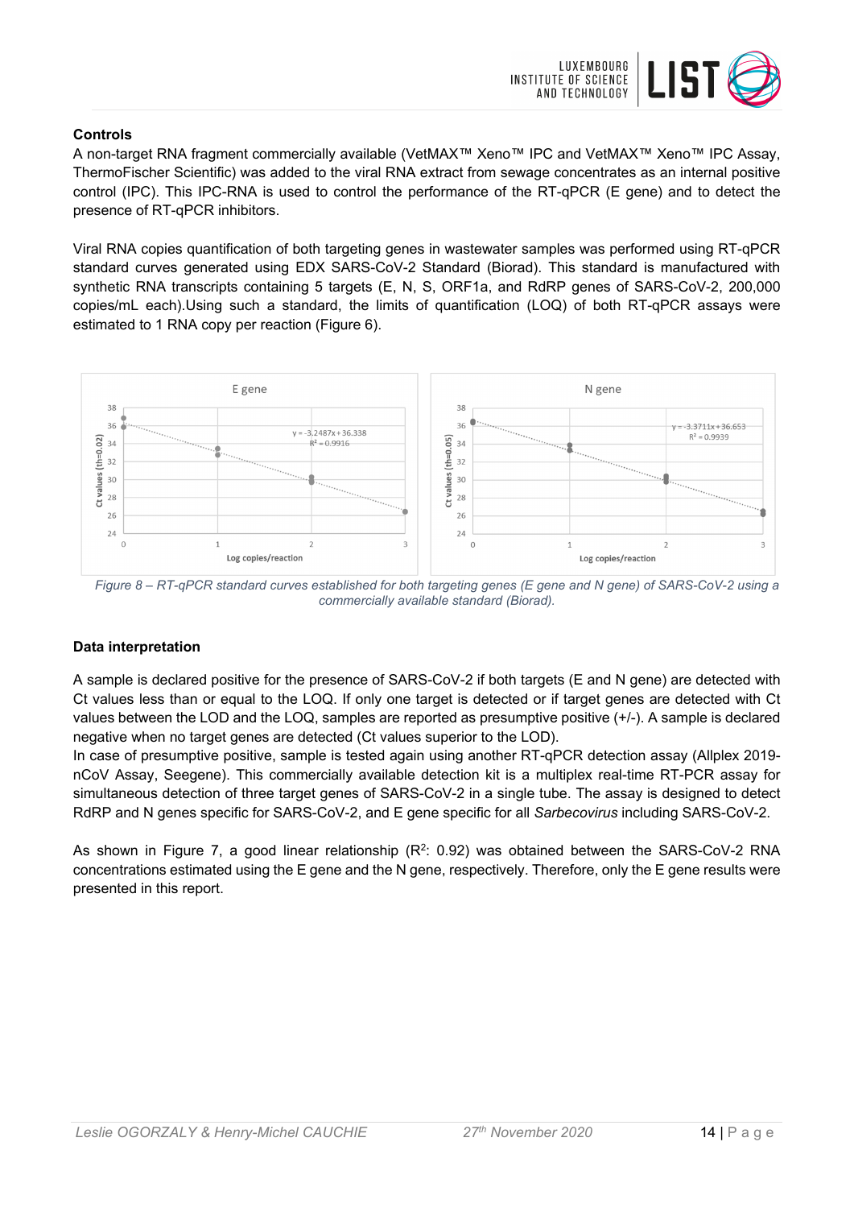### Controls

A non-target RNA fragment commercially available (VetMAX™ Xeno™ IPC and VetMAX™ Xeno™ IPC Assay, ThermoFischer Scientific) was added to the viral RNA extract from sewage concentrates as an internal positive control (IPC). This IPC-RNA is used to control the performance of the RT-qPCR (E gene) and to detect the presence of RT-qPCR inhibitors.

Viral RNA copies quantification of both targeting genes in wastewater samples was performed using RT-qPCR standard curves generated using EDX SARS-CoV-2 Standard (Biorad). This standard is manufactured with synthetic RNA transcripts containing 5 targets (E, N, S, ORF1a, and RdRP genes of SARS-CoV-2, 200,000 copies/mL each).Using such a standard, the limits of quantification (LOQ) of both RT-qPCR assays were estimated to 1 RNA copy per reaction (Figure 6).

*Figure 8 – RT-qPCR standard curves established for both targeting genes (E gene and N gene) of SARS-CoV-2 using a commercially available standard (Biorad).*

### Data interpretation

A sample is declared positive for the presence of SARS-CoV-2 if both targets (E and N gene) are detected with Ct values less than or equal to the LOQ. If only one target is detected or if target genes are detected with Ct values between the LOD and the LOQ, samples are reported as presumptive positive (+/-). A sample is declared negative when no target genes are detected (Ct values superior to the LOD).

In case of presumptive positive, sample is tested again using another RT-qPCR detection assay (Allplex 2019-nCoV Assay, Seegene). This commercially available detection kit is a multiplex real-time RT-PCR assay for simultaneous detection of three target genes of SARS-CoV-2 in a single tube. The assay is designed to detect RdRP and N genes specific for SARS-CoV-2, and E gene specific for all *Sarbecovirus* including SARS-CoV-2.

As shown in Figure 7, a good linear relationship ($R^2$: 0.92) was obtained between the SARS-CoV-2 RNA concentrations estimated using the E gene and the N gene, respectively. Therefore, only the E gene results were presented in this report.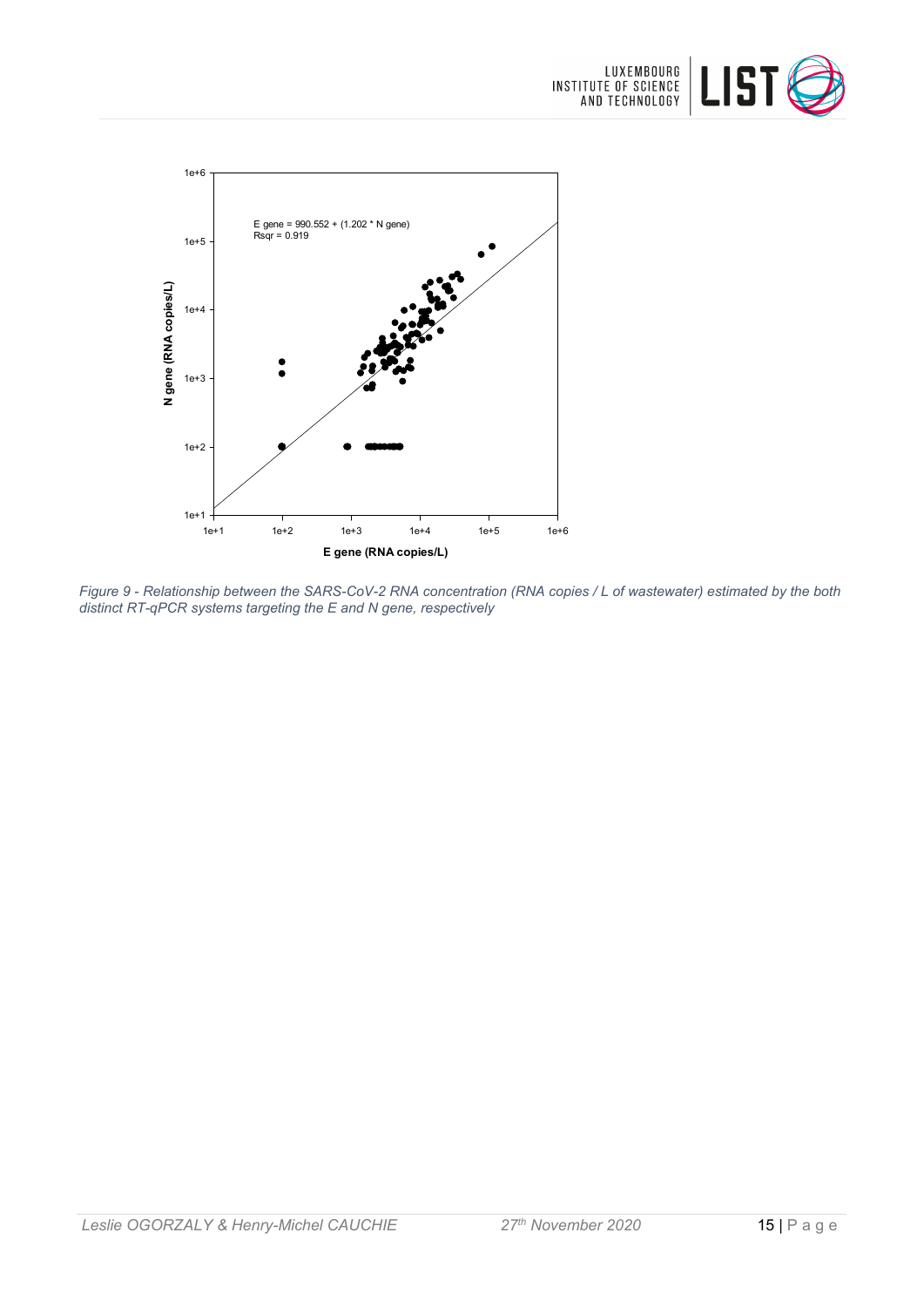E gene = 990.552 + (1.202 * N gene)
Rsqr = 0.919

N gene (RNA copies/L)

E gene (RNA copies/L)

1e+1
1e+2
1e+3
1e+4
1e+5
1e+6

*Figure 9 - Relationship between the SARS-CoV-2 RNA concentration (RNA copies / L of wastewater) estimated by the both distinct RT-qPCR systems targeting the E and N gene, respectively*